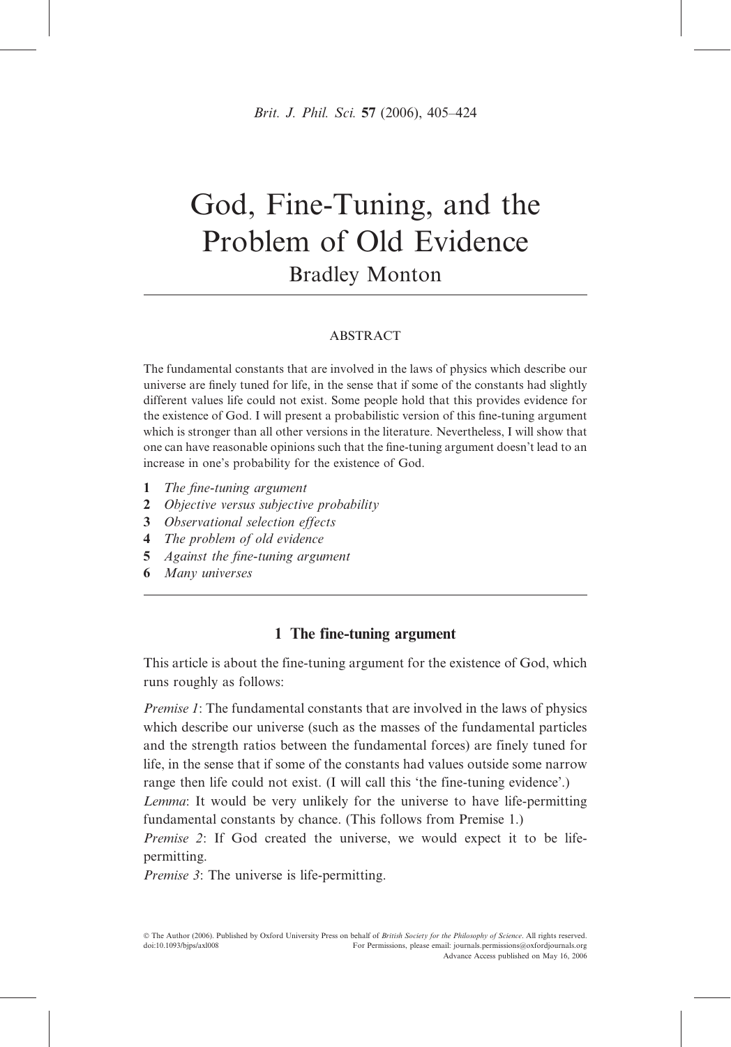# God, Fine-Tuning, and the Problem of Old Evidence

Bradley Monton

## ABSTRACT

The fundamental constants that are involved in the laws of physics which describe our universe are finely tuned for life, in the sense that if some of the constants had slightly different values life could not exist. Some people hold that this provides evidence for the existence of God. I will present a probabilistic version of this fine-tuning argument which is stronger than all other versions in the literature. Nevertheless, I will show that one can have reasonable opinions such that the fine-tuning argument doesn't lead to an increase in one's probability for the existence of God.

1. *The fine-tuning argument*
2. *Objective versus subjective probability*
3. *Observational selection effects*
4. *The problem of old evidence*
5. *Against the fine-tuning argument*
6. *Many universes*

## 1 The fine-tuning argument

This article is about the fine-tuning argument for the existence of God, which runs roughly as follows:

*Premise 1*: The fundamental constants that are involved in the laws of physics which describe our universe (such as the masses of the fundamental particles and the strength ratios between the fundamental forces) are finely tuned for life, in the sense that if some of the constants had values outside some narrow range then life could not exist. (I will call this 'the fine-tuning evidence'.)

*Lemma*: It would be very unlikely for the universe to have life-permitting fundamental constants by chance. (This follows from Premise 1.)

*Premise 2*: If God created the universe, we would expect it to be life-permitting.

*Premise 3*: The universe is life-permitting.

© The Author (2006). Published by Oxford University Press on behalf of *British Society for the Philosophy of Science*. All rights reserved. doi:10.1093/bjps/axl008 For Permissions, please email: journals.permissions@oxfordjournals.org

Advance Access published on May 16, 2006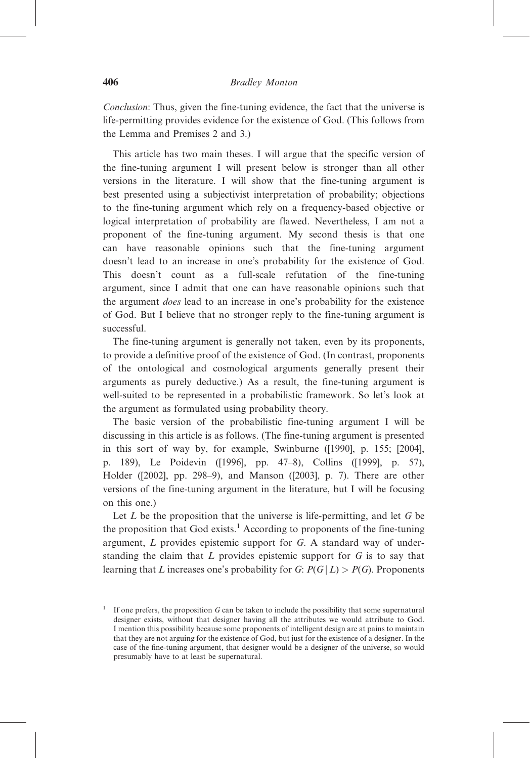*Conclusion*: Thus, given the fine-tuning evidence, the fact that the universe is life-permitting provides evidence for the existence of God. (This follows from the Lemma and Premises 2 and 3.)

This article has two main theses. I will argue that the specific version of the fine-tuning argument I will present below is stronger than all other versions in the literature. I will show that the fine-tuning argument is best presented using a subjectivist interpretation of probability; objections to the fine-tuning argument which rely on a frequency-based objective or logical interpretation of probability are flawed. Nevertheless, I am not a proponent of the fine-tuning argument. My second thesis is that one can have reasonable opinions such that the fine-tuning argument doesn't lead to an increase in one's probability for the existence of God. This doesn't count as a full-scale refutation of the fine-tuning argument, since I admit that one can have reasonable opinions such that the argument *does* lead to an increase in one's probability for the existence of God. But I believe that no stronger reply to the fine-tuning argument is successful.

The fine-tuning argument is generally not taken, even by its proponents, to provide a definitive proof of the existence of God. (In contrast, proponents of the ontological and cosmological arguments generally present their arguments as purely deductive.) As a result, the fine-tuning argument is well-suited to be represented in a probabilistic framework. So let's look at the argument as formulated using probability theory.

The basic version of the probabilistic fine-tuning argument I will be discussing in this article is as follows. (The fine-tuning argument is presented in this sort of way by, for example, Swinburne ([1990], p. 155; [2004], p. 189), Le Poidevin ([1996], pp. 47–8), Collins ([1999], p. 57), Holder ([2002], pp. 298–9), and Manson ([2003], p. 7). There are other versions of the fine-tuning argument in the literature, but I will be focusing on this one.)

Let $L$ be the proposition that the universe is life-permitting, and let $G$ be the proposition that God exists.[1] According to proponents of the fine-tuning argument, $L$ provides epistemic support for $G$. A standard way of understanding the claim that $L$ provides epistemic support for $G$ is to say that learning that $L$ increases one's probability for $G$: $P(G \mid L) > P(G)$. Proponents

[1] If one prefers, the proposition $G$ can be taken to include the possibility that some supernatural designer exists, without that designer having all the attributes we would attribute to God. I mention this possibility because some proponents of intelligent design are at pains to maintain that they are not arguing for the existence of God, but just for the existence of a designer. In the case of the fine-tuning argument, that designer would be a designer of the universe, so would presumably have to at least be supernatural.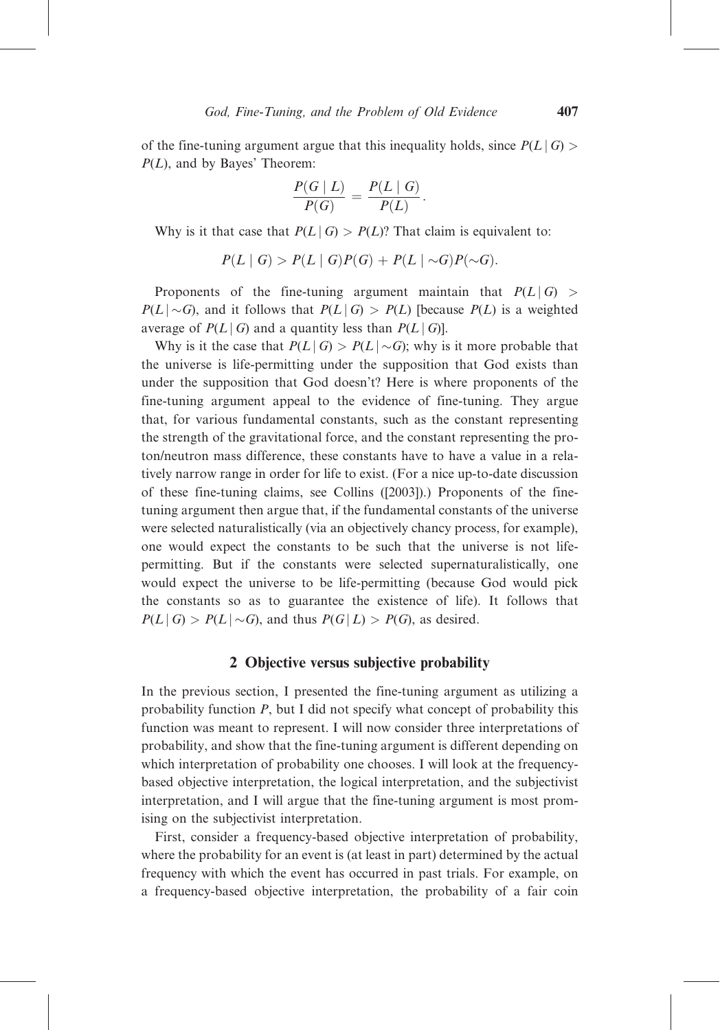of the fine-tuning argument argue that this inequality holds, since $P(L \mid G) > P(L)$, and by Bayes' Theorem:

$$\frac{P(G \mid L)}{P(G)} = \frac{P(L \mid G)}{P(L)}.$$

Why is it that case that $P(L \mid G) > P(L)$? That claim is equivalent to:

$$P(L \mid G) > P(L \mid G)P(G) + P(L \mid \sim G)P(\sim G).$$

Proponents of the fine-tuning argument maintain that $P(L \mid G) > P(L \mid \sim G)$, and it follows that $P(L \mid G) > P(L)$ [because $P(L)$ is a weighted average of $P(L \mid G)$ and a quantity less than $P(L \mid G)$].

Why is it the case that $P(L \mid G) > P(L \mid \sim G)$; why is it more probable that the universe is life-permitting under the supposition that God exists than under the supposition that God doesn't? Here is where proponents of the fine-tuning argument appeal to the evidence of fine-tuning. They argue that, for various fundamental constants, such as the constant representing the strength of the gravitational force, and the constant representing the proton/neutron mass difference, these constants have to have a value in a relatively narrow range in order for life to exist. (For a nice up-to-date discussion of these fine-tuning claims, see Collins ([2003]).) Proponents of the fine-tuning argument then argue that, if the fundamental constants of the universe were selected naturalistically (via an objectively chancy process, for example), one would expect the constants to be such that the universe is not life-permitting. But if the constants were selected supernaturalistically, one would expect the universe to be life-permitting (because God would pick the constants so as to guarantee the existence of life). It follows that $P(L \mid G) > P(L \mid \sim G)$, and thus $P(G \mid L) > P(G)$, as desired.

## 2 Objective versus subjective probability

In the previous section, I presented the fine-tuning argument as utilizing a probability function $P$, but I did not specify what concept of probability this function was meant to represent. I will now consider three interpretations of probability, and show that the fine-tuning argument is different depending on which interpretation of probability one chooses. I will look at the frequency-based objective interpretation, the logical interpretation, and the subjectivist interpretation, and I will argue that the fine-tuning argument is most promising on the subjectivist interpretation.

First, consider a frequency-based objective interpretation of probability, where the probability for an event is (at least in part) determined by the actual frequency with which the event has occurred in past trials. For example, on a frequency-based objective interpretation, the probability of a fair coin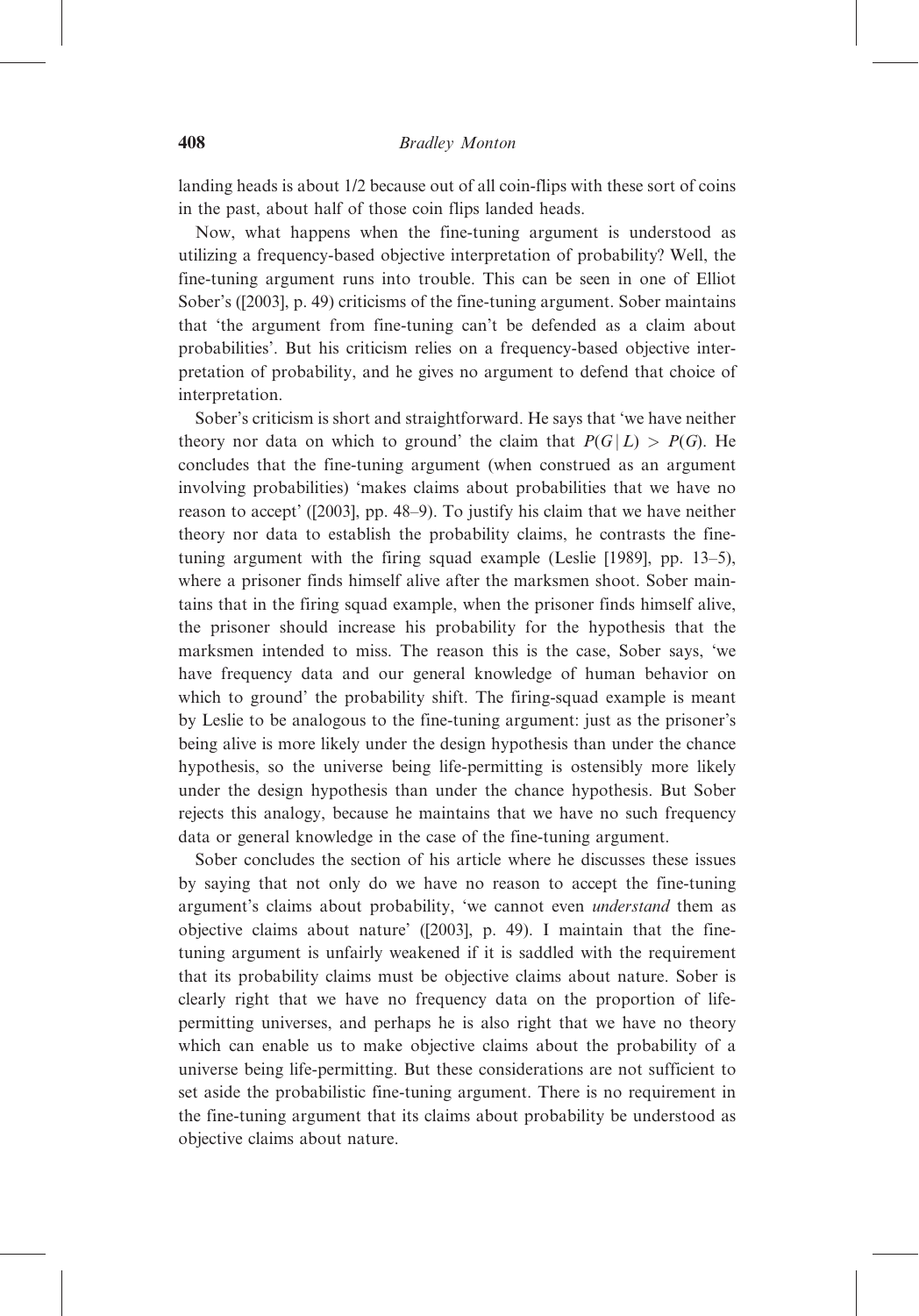landing heads is about 1/2 because out of all coin-flips with these sort of coins in the past, about half of those coin flips landed heads.

Now, what happens when the fine-tuning argument is understood as utilizing a frequency-based objective interpretation of probability? Well, the fine-tuning argument runs into trouble. This can be seen in one of Elliot Sober's ([2003], p. 49) criticisms of the fine-tuning argument. Sober maintains that 'the argument from fine-tuning can't be defended as a claim about probabilities'. But his criticism relies on a frequency-based objective interpretation of probability, and he gives no argument to defend that choice of interpretation.

Sober's criticism is short and straightforward. He says that 'we have neither theory nor data on which to ground' the claim that $P(G \mid L) > P(G)$. He concludes that the fine-tuning argument (when construed as an argument involving probabilities) 'makes claims about probabilities that we have no reason to accept' ([2003], pp. 48–9). To justify his claim that we have neither theory nor data to establish the probability claims, he contrasts the fine-tuning argument with the firing squad example (Leslie [1989], pp. 13–5), where a prisoner finds himself alive after the marksmen shoot. Sober maintains that in the firing squad example, when the prisoner finds himself alive, the prisoner should increase his probability for the hypothesis that the marksmen intended to miss. The reason this is the case, Sober says, 'we have frequency data and our general knowledge of human behavior on which to ground' the probability shift. The firing-squad example is meant by Leslie to be analogous to the fine-tuning argument: just as the prisoner's being alive is more likely under the design hypothesis than under the chance hypothesis, so the universe being life-permitting is ostensibly more likely under the design hypothesis than under the chance hypothesis. But Sober rejects this analogy, because he maintains that we have no such frequency data or general knowledge in the case of the fine-tuning argument.

Sober concludes the section of his article where he discusses these issues by saying that not only do we have no reason to accept the fine-tuning argument's claims about probability, 'we cannot even *understand* them as objective claims about nature' ([2003], p. 49). I maintain that the fine-tuning argument is unfairly weakened if it is saddled with the requirement that its probability claims must be objective claims about nature. Sober is clearly right that we have no frequency data on the proportion of life-permitting universes, and perhaps he is also right that we have no theory which can enable us to make objective claims about the probability of a universe being life-permitting. But these considerations are not sufficient to set aside the probabilistic fine-tuning argument. There is no requirement in the fine-tuning argument that its claims about probability be understood as objective claims about nature.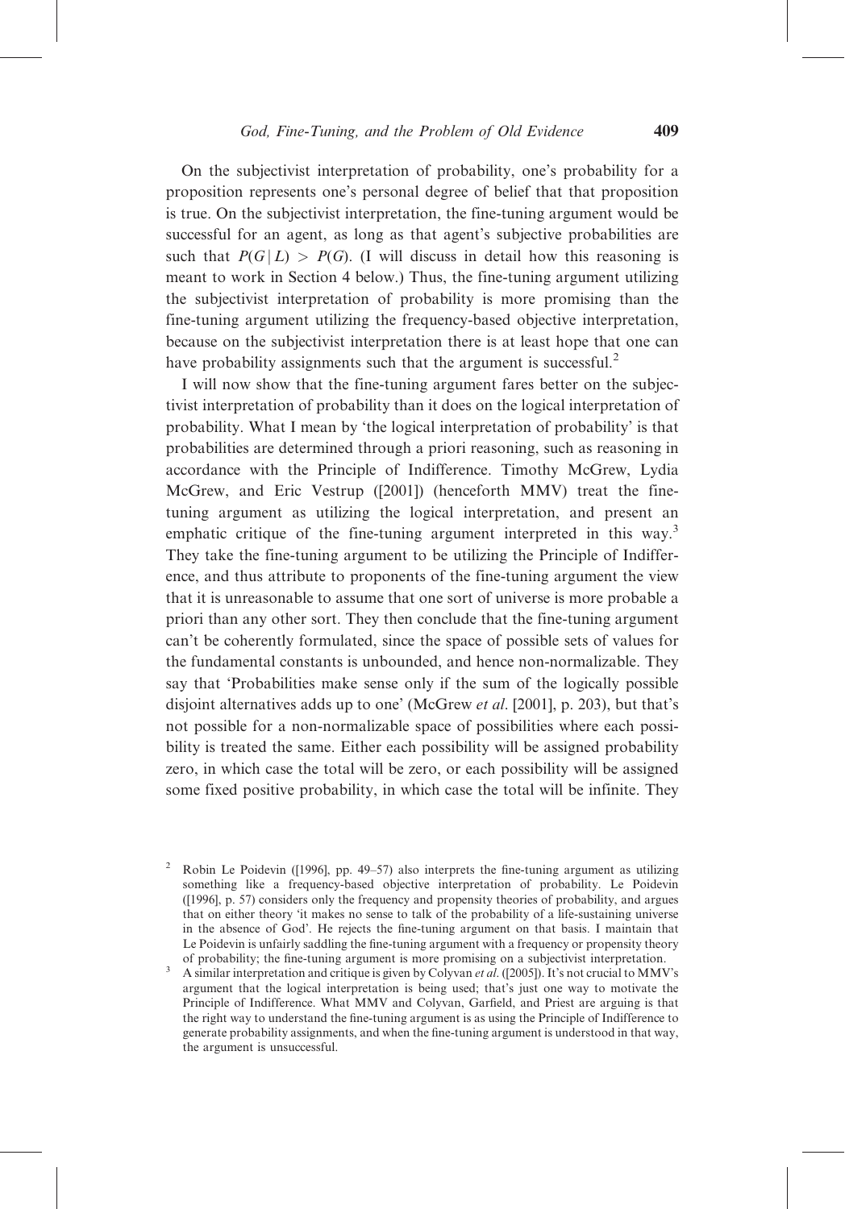On the subjectivist interpretation of probability, one's probability for a proposition represents one's personal degree of belief that that proposition is true. On the subjectivist interpretation, the fine-tuning argument would be successful for an agent, as long as that agent's subjective probabilities are such that $P(G \mid L) > P(G)$. (I will discuss in detail how this reasoning is meant to work in Section 4 below.) Thus, the fine-tuning argument utilizing the subjectivist interpretation of probability is more promising than the fine-tuning argument utilizing the frequency-based objective interpretation, because on the subjectivist interpretation there is at least hope that one can have probability assignments such that the argument is successful.[2]

I will now show that the fine-tuning argument fares better on the subjectivist interpretation of probability than it does on the logical interpretation of probability. What I mean by 'the logical interpretation of probability' is that probabilities are determined through a priori reasoning, such as reasoning in accordance with the Principle of Indifference. Timothy McGrew, Lydia McGrew, and Eric Vestrup ([2001]) (henceforth MMV) treat the fine-tuning argument as utilizing the logical interpretation, and present an emphatic critique of the fine-tuning argument interpreted in this way.[3] They take the fine-tuning argument to be utilizing the Principle of Indifference, and thus attribute to proponents of the fine-tuning argument the view that it is unreasonable to assume that one sort of universe is more probable a priori than any other sort. They then conclude that the fine-tuning argument can't be coherently formulated, since the space of possible sets of values for the fundamental constants is unbounded, and hence non-normalizable. They say that 'Probabilities make sense only if the sum of the logically possible disjoint alternatives adds up to one' (McGrew *et al*. [2001], p. 203), but that's not possible for a non-normalizable space of possibilities where each possibility is treated the same. Either each possibility will be assigned probability zero, in which case the total will be zero, or each possibility will be assigned some fixed positive probability, in which case the total will be infinite. They

[2] Robin Le Poidevin ([1996], pp. 49–57) also interprets the fine-tuning argument as utilizing something like a frequency-based objective interpretation of probability. Le Poidevin ([1996], p. 57) considers only the frequency and propensity theories of probability, and argues that on either theory 'it makes no sense to talk of the probability of a life-sustaining universe in the absence of God'. He rejects the fine-tuning argument on that basis. I maintain that Le Poidevin is unfairly saddling the fine-tuning argument with a frequency or propensity theory of probability; the fine-tuning argument is more promising on a subjectivist interpretation.

[3] A similar interpretation and critique is given by Colyvan *et al*. ([2005]). It's not crucial to MMV's argument that the logical interpretation is being used; that's just one way to motivate the Principle of Indifference. What MMV and Colyvan, Garfield, and Priest are arguing is that the right way to understand the fine-tuning argument is as using the Principle of Indifference to generate probability assignments, and when the fine-tuning argument is understood in that way, the argument is unsuccessful.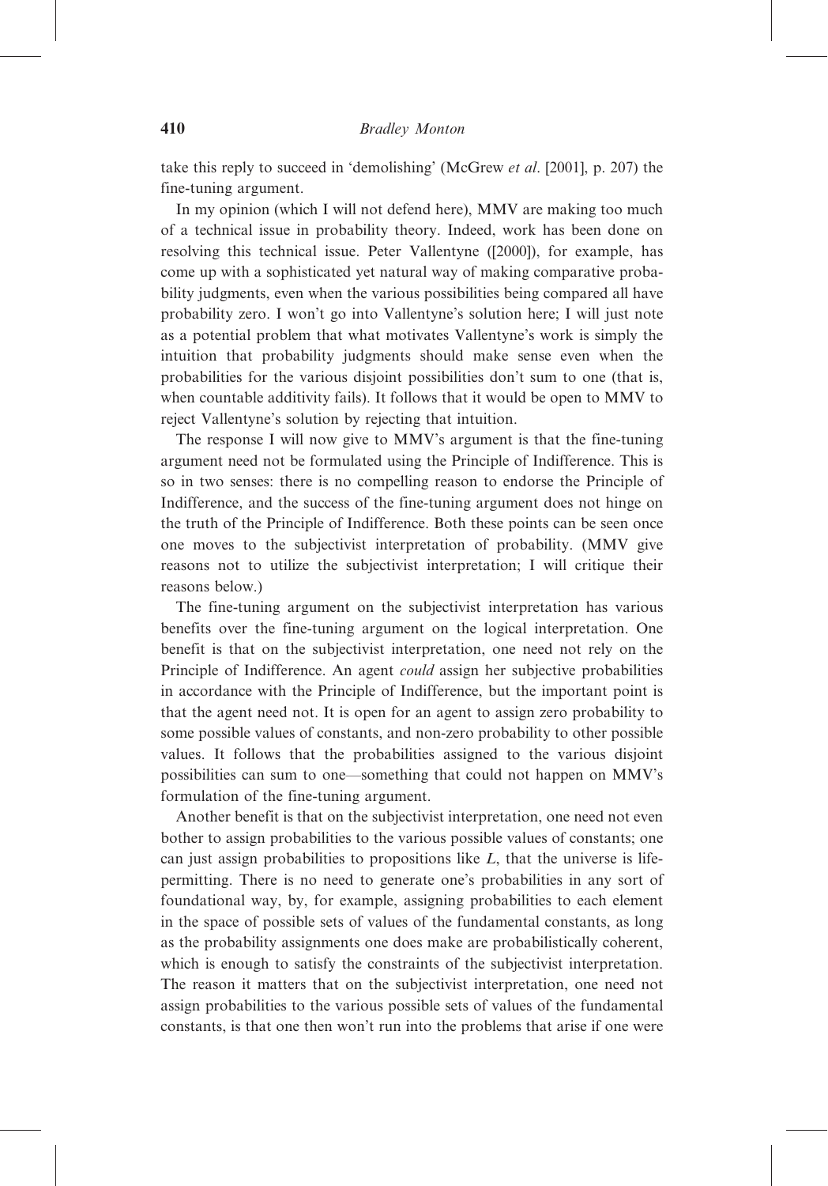take this reply to succeed in 'demolishing' (McGrew *et al*. [2001], p. 207) the fine-tuning argument.

In my opinion (which I will not defend here), MMV are making too much of a technical issue in probability theory. Indeed, work has been done on resolving this technical issue. Peter Vallentyne ([2000]), for example, has come up with a sophisticated yet natural way of making comparative probability judgments, even when the various possibilities being compared all have probability zero. I won't go into Vallentyne's solution here; I will just note as a potential problem that what motivates Vallentyne's work is simply the intuition that probability judgments should make sense even when the probabilities for the various disjoint possibilities don't sum to one (that is, when countable additivity fails). It follows that it would be open to MMV to reject Vallentyne's solution by rejecting that intuition.

The response I will now give to MMV's argument is that the fine-tuning argument need not be formulated using the Principle of Indifference. This is so in two senses: there is no compelling reason to endorse the Principle of Indifference, and the success of the fine-tuning argument does not hinge on the truth of the Principle of Indifference. Both these points can be seen once one moves to the subjectivist interpretation of probability. (MMV give reasons not to utilize the subjectivist interpretation; I will critique their reasons below.)

The fine-tuning argument on the subjectivist interpretation has various benefits over the fine-tuning argument on the logical interpretation. One benefit is that on the subjectivist interpretation, one need not rely on the Principle of Indifference. An agent *could* assign her subjective probabilities in accordance with the Principle of Indifference, but the important point is that the agent need not. It is open for an agent to assign zero probability to some possible values of constants, and non-zero probability to other possible values. It follows that the probabilities assigned to the various disjoint possibilities can sum to one—something that could not happen on MMV's formulation of the fine-tuning argument.

Another benefit is that on the subjectivist interpretation, one need not even bother to assign probabilities to the various possible values of constants; one can just assign probabilities to propositions like $L$, that the universe is life-permitting. There is no need to generate one's probabilities in any sort of foundational way, by, for example, assigning probabilities to each element in the space of possible sets of values of the fundamental constants, as long as the probability assignments one does make are probabilistically coherent, which is enough to satisfy the constraints of the subjectivist interpretation. The reason it matters that on the subjectivist interpretation, one need not assign probabilities to the various possible sets of values of the fundamental constants, is that one then won't run into the problems that arise if one were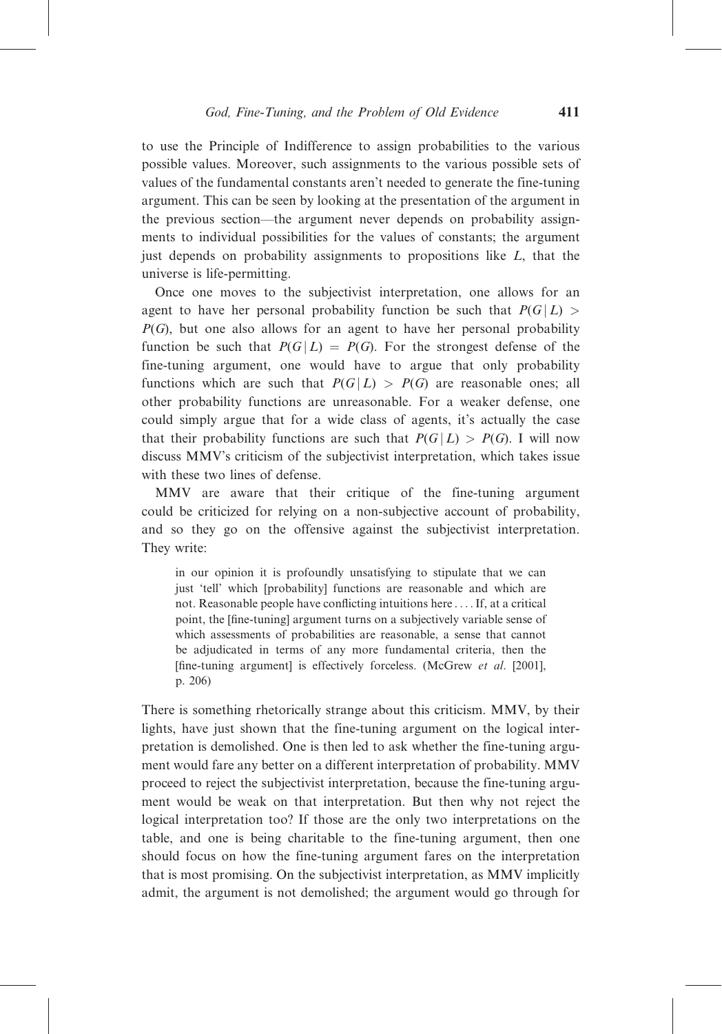to use the Principle of Indifference to assign probabilities to the various possible values. Moreover, such assignments to the various possible sets of values of the fundamental constants aren't needed to generate the fine-tuning argument. This can be seen by looking at the presentation of the argument in the previous section—the argument never depends on probability assignments to individual possibilities for the values of constants; the argument just depends on probability assignments to propositions like $L$, that the universe is life-permitting.

Once one moves to the subjectivist interpretation, one allows for an agent to have her personal probability function be such that $P(G|L) > P(G)$, but one also allows for an agent to have her personal probability function be such that $P(G|L) = P(G)$. For the strongest defense of the fine-tuning argument, one would have to argue that only probability functions which are such that $P(G|L) > P(G)$ are reasonable ones; all other probability functions are unreasonable. For a weaker defense, one could simply argue that for a wide class of agents, it's actually the case that their probability functions are such that $P(G|L) > P(G)$. I will now discuss MMV's criticism of the subjectivist interpretation, which takes issue with these two lines of defense.

MMV are aware that their critique of the fine-tuning argument could be criticized for relying on a non-subjective account of probability, and so they go on the offensive against the subjectivist interpretation. They write:

> in our opinion it is profoundly unsatisfying to stipulate that we can just 'tell' which [probability] functions are reasonable and which are not. Reasonable people have conflicting intuitions here . . . . If, at a critical point, the [fine-tuning] argument turns on a subjectively variable sense of which assessments of probabilities are reasonable, a sense that cannot be adjudicated in terms of any more fundamental criteria, then the [fine-tuning argument] is effectively forceless. (McGrew *et al*. [2001], p. 206)

There is something rhetorically strange about this criticism. MMV, by their lights, have just shown that the fine-tuning argument on the logical interpretation is demolished. One is then led to ask whether the fine-tuning argument would fare any better on a different interpretation of probability. MMV proceed to reject the subjectivist interpretation, because the fine-tuning argument would be weak on that interpretation. But then why not reject the logical interpretation too? If those are the only two interpretations on the table, and one is being charitable to the fine-tuning argument, then one should focus on how the fine-tuning argument fares on the interpretation that is most promising. On the subjectivist interpretation, as MMV implicitly admit, the argument is not demolished; the argument would go through for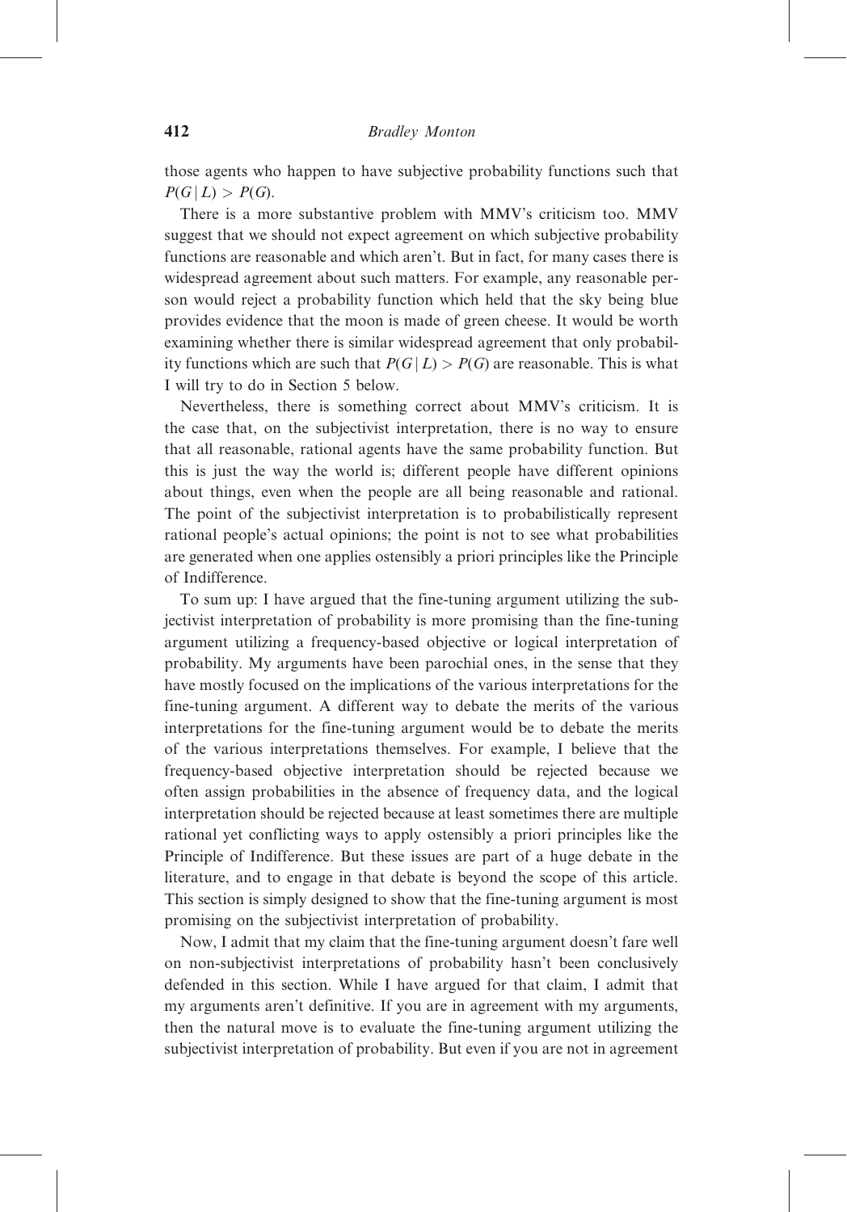those agents who happen to have subjective probability functions such that $P(G \mid L) > P(G)$.

There is a more substantive problem with MMV's criticism too. MMV suggest that we should not expect agreement on which subjective probability functions are reasonable and which aren't. But in fact, for many cases there is widespread agreement about such matters. For example, any reasonable person would reject a probability function which held that the sky being blue provides evidence that the moon is made of green cheese. It would be worth examining whether there is similar widespread agreement that only probability functions which are such that $P(G \mid L) > P(G)$ are reasonable. This is what I will try to do in Section 5 below.

Nevertheless, there is something correct about MMV's criticism. It is the case that, on the subjectivist interpretation, there is no way to ensure that all reasonable, rational agents have the same probability function. But this is just the way the world is; different people have different opinions about things, even when the people are all being reasonable and rational. The point of the subjectivist interpretation is to probabilistically represent rational people's actual opinions; the point is not to see what probabilities are generated when one applies ostensibly a priori principles like the Principle of Indifference.

To sum up: I have argued that the fine-tuning argument utilizing the subjectivist interpretation of probability is more promising than the fine-tuning argument utilizing a frequency-based objective or logical interpretation of probability. My arguments have been parochial ones, in the sense that they have mostly focused on the implications of the various interpretations for the fine-tuning argument. A different way to debate the merits of the various interpretations for the fine-tuning argument would be to debate the merits of the various interpretations themselves. For example, I believe that the frequency-based objective interpretation should be rejected because we often assign probabilities in the absence of frequency data, and the logical interpretation should be rejected because at least sometimes there are multiple rational yet conflicting ways to apply ostensibly a priori principles like the Principle of Indifference. But these issues are part of a huge debate in the literature, and to engage in that debate is beyond the scope of this article. This section is simply designed to show that the fine-tuning argument is most promising on the subjectivist interpretation of probability.

Now, I admit that my claim that the fine-tuning argument doesn't fare well on non-subjectivist interpretations of probability hasn't been conclusively defended in this section. While I have argued for that claim, I admit that my arguments aren't definitive. If you are in agreement with my arguments, then the natural move is to evaluate the fine-tuning argument utilizing the subjectivist interpretation of probability. But even if you are not in agreement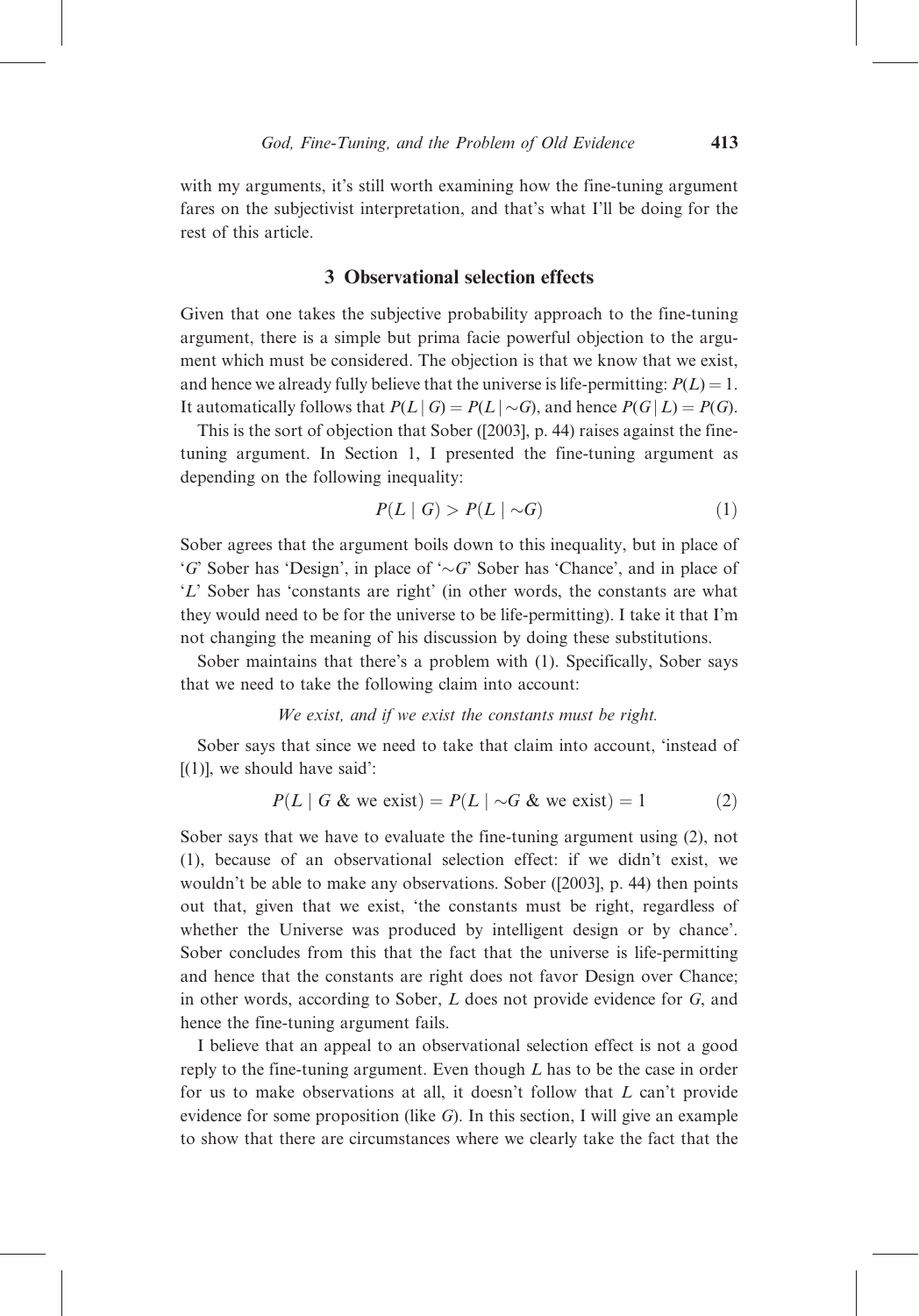with my arguments, it's still worth examining how the fine-tuning argument fares on the subjectivist interpretation, and that's what I'll be doing for the rest of this article.

## 3 Observational selection effects

Given that one takes the subjective probability approach to the fine-tuning argument, there is a simple but prima facie powerful objection to the argument which must be considered. The objection is that we know that we exist, and hence we already fully believe that the universe is life-permitting: $P(L) = 1$. It automatically follows that $P(L \mid G) = P(L \mid {\sim}G)$, and hence $P(G \mid L) = P(G)$.

This is the sort of objection that Sober ([2003], p. 44) raises against the fine-tuning argument. In Section 1, I presented the fine-tuning argument as depending on the following inequality:

$$P(L \mid G) > P(L \mid {\sim}G) \tag{1}$$

Sober agrees that the argument boils down to this inequality, but in place of '$G$' Sober has 'Design', in place of '${\sim}G$' Sober has 'Chance', and in place of '$L$' Sober has 'constants are right' (in other words, the constants are what they would need to be for the universe to be life-permitting). I take it that I'm not changing the meaning of his discussion by doing these substitutions.

Sober maintains that there's a problem with (1). Specifically, Sober says that we need to take the following claim into account:

*We exist, and if we exist the constants must be right.*

Sober says that since we need to take that claim into account, 'instead of [(1)], we should have said':

$$P(L \mid G \text{ \& we exist}) = P(L \mid {\sim}G \text{ \& we exist}) = 1 \tag{2}$$

Sober says that we have to evaluate the fine-tuning argument using (2), not (1), because of an observational selection effect: if we didn't exist, we wouldn't be able to make any observations. Sober ([2003], p. 44) then points out that, given that we exist, 'the constants must be right, regardless of whether the Universe was produced by intelligent design or by chance'. Sober concludes from this that the fact that the universe is life-permitting and hence that the constants are right does not favor Design over Chance; in other words, according to Sober, $L$ does not provide evidence for $G$, and hence the fine-tuning argument fails.

I believe that an appeal to an observational selection effect is not a good reply to the fine-tuning argument. Even though $L$ has to be the case in order for us to make observations at all, it doesn't follow that $L$ can't provide evidence for some proposition (like $G$). In this section, I will give an example to show that there are circumstances where we clearly take the fact that the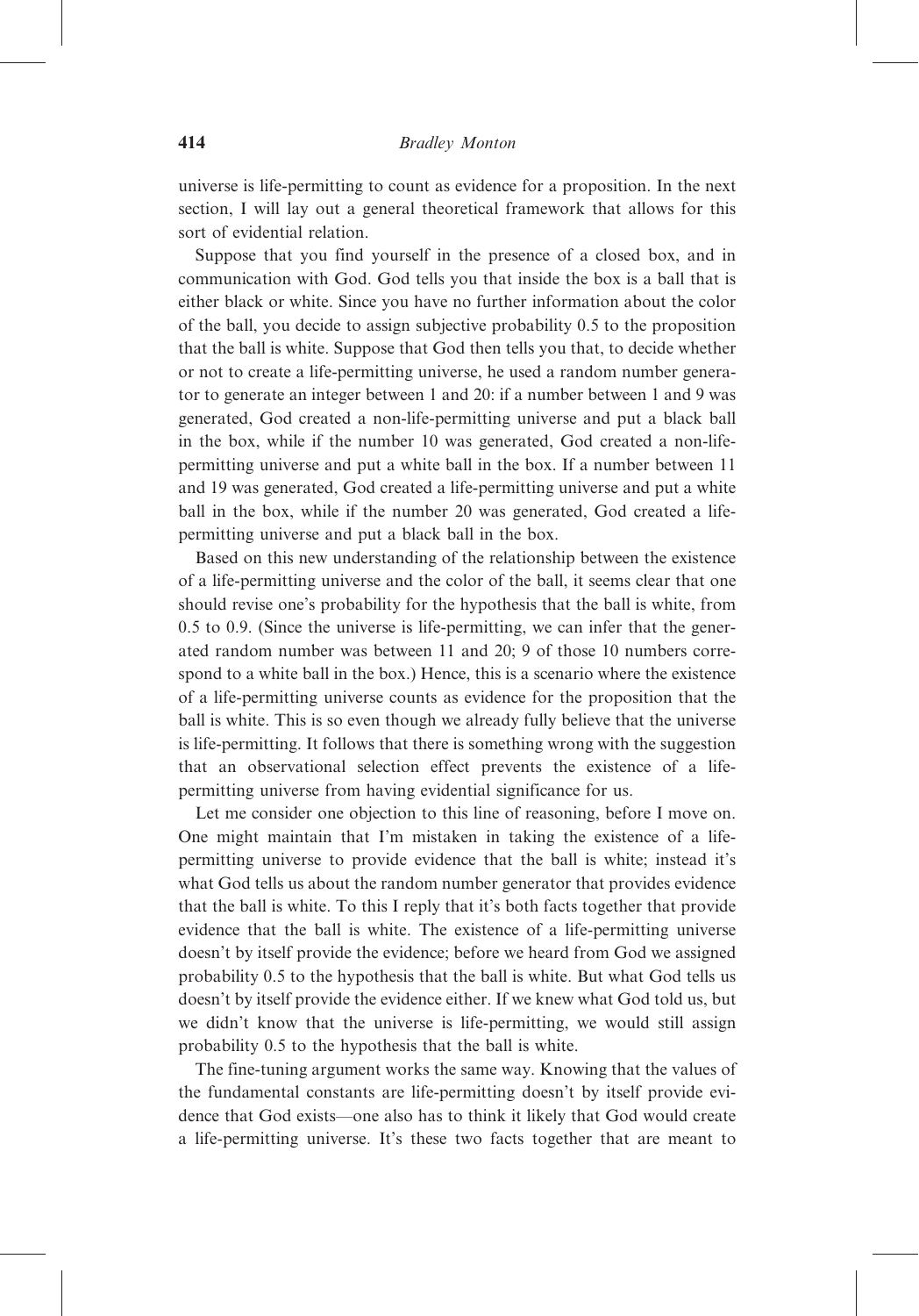universe is life-permitting to count as evidence for a proposition. In the next section, I will lay out a general theoretical framework that allows for this sort of evidential relation.

Suppose that you find yourself in the presence of a closed box, and in communication with God. God tells you that inside the box is a ball that is either black or white. Since you have no further information about the color of the ball, you decide to assign subjective probability 0.5 to the proposition that the ball is white. Suppose that God then tells you that, to decide whether or not to create a life-permitting universe, he used a random number generator to generate an integer between 1 and 20: if a number between 1 and 9 was generated, God created a non-life-permitting universe and put a black ball in the box, while if the number 10 was generated, God created a non-life-permitting universe and put a white ball in the box. If a number between 11 and 19 was generated, God created a life-permitting universe and put a white ball in the box, while if the number 20 was generated, God created a life-permitting universe and put a black ball in the box.

Based on this new understanding of the relationship between the existence of a life-permitting universe and the color of the ball, it seems clear that one should revise one's probability for the hypothesis that the ball is white, from 0.5 to 0.9. (Since the universe is life-permitting, we can infer that the generated random number was between 11 and 20; 9 of those 10 numbers correspond to a white ball in the box.) Hence, this is a scenario where the existence of a life-permitting universe counts as evidence for the proposition that the ball is white. This is so even though we already fully believe that the universe is life-permitting. It follows that there is something wrong with the suggestion that an observational selection effect prevents the existence of a life-permitting universe from having evidential significance for us.

Let me consider one objection to this line of reasoning, before I move on. One might maintain that I'm mistaken in taking the existence of a life-permitting universe to provide evidence that the ball is white; instead it's what God tells us about the random number generator that provides evidence that the ball is white. To this I reply that it's both facts together that provide evidence that the ball is white. The existence of a life-permitting universe doesn't by itself provide the evidence; before we heard from God we assigned probability 0.5 to the hypothesis that the ball is white. But what God tells us doesn't by itself provide the evidence either. If we knew what God told us, but we didn't know that the universe is life-permitting, we would still assign probability 0.5 to the hypothesis that the ball is white.

The fine-tuning argument works the same way. Knowing that the values of the fundamental constants are life-permitting doesn't by itself provide evidence that God exists—one also has to think it likely that God would create a life-permitting universe. It's these two facts together that are meant to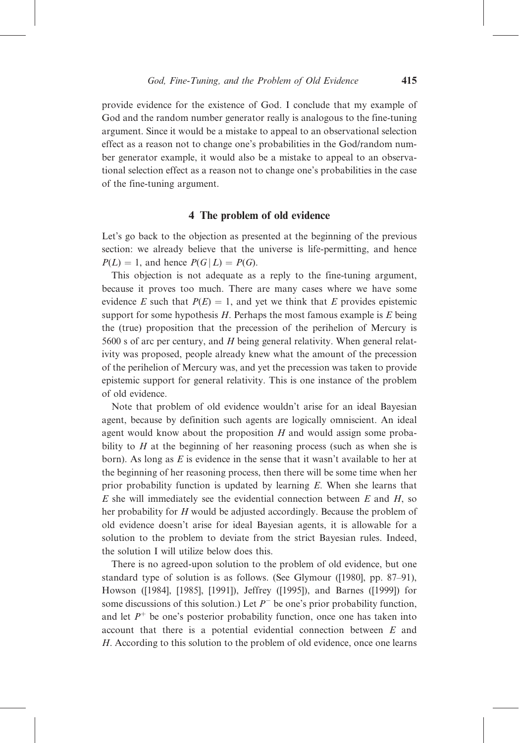provide evidence for the existence of God. I conclude that my example of God and the random number generator really is analogous to the fine-tuning argument. Since it would be a mistake to appeal to an observational selection effect as a reason not to change one's probabilities in the God/random number generator example, it would also be a mistake to appeal to an observational selection effect as a reason not to change one's probabilities in the case of the fine-tuning argument.

## 4 The problem of old evidence

Let's go back to the objection as presented at the beginning of the previous section: we already believe that the universe is life-permitting, and hence $P(L) = 1$, and hence $P(G \mid L) = P(G)$.

This objection is not adequate as a reply to the fine-tuning argument, because it proves too much. There are many cases where we have some evidence $E$ such that $P(E) = 1$, and yet we think that $E$ provides epistemic support for some hypothesis $H$. Perhaps the most famous example is $E$ being the (true) proposition that the precession of the perihelion of Mercury is 5600 s of arc per century, and $H$ being general relativity. When general relativity was proposed, people already knew what the amount of the precession of the perihelion of Mercury was, and yet the precession was taken to provide epistemic support for general relativity. This is one instance of the problem of old evidence.

Note that problem of old evidence wouldn't arise for an ideal Bayesian agent, because by definition such agents are logically omniscient. An ideal agent would know about the proposition $H$ and would assign some probability to $H$ at the beginning of her reasoning process (such as when she is born). As long as $E$ is evidence in the sense that it wasn't available to her at the beginning of her reasoning process, then there will be some time when her prior probability function is updated by learning $E$. When she learns that $E$ she will immediately see the evidential connection between $E$ and $H$, so her probability for $H$ would be adjusted accordingly. Because the problem of old evidence doesn't arise for ideal Bayesian agents, it is allowable for a solution to the problem to deviate from the strict Bayesian rules. Indeed, the solution I will utilize below does this.

There is no agreed-upon solution to the problem of old evidence, but one standard type of solution is as follows. (See Glymour ([1980], pp. 87–91), Howson ([1984], [1985], [1991]), Jeffrey ([1995]), and Barnes ([1999]) for some discussions of this solution.) Let $P^-$ be one's prior probability function, and let $P^+$ be one's posterior probability function, once one has taken into account that there is a potential evidential connection between $E$ and $H$. According to this solution to the problem of old evidence, once one learns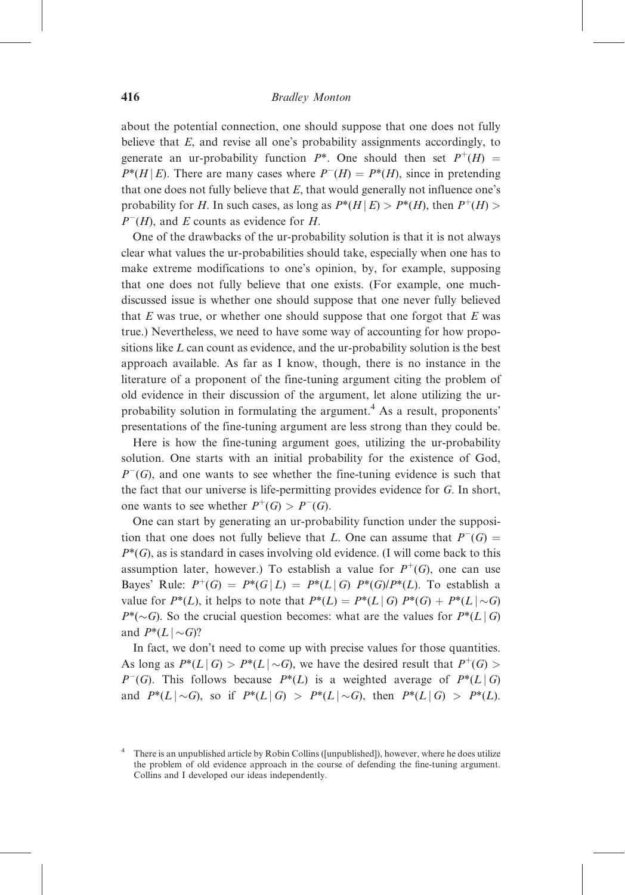about the potential connection, one should suppose that one does not fully believe that $E$, and revise all one's probability assignments accordingly, to generate an ur-probability function $P^*$. One should then set $P^+(H) = P^*(H \mid E)$. There are many cases where $P^-(H) = P^*(H)$, since in pretending that one does not fully believe that $E$, that would generally not influence one's probability for $H$. In such cases, as long as $P^*(H \mid E) > P^*(H)$, then $P^+(H) > P^-(H)$, and $E$ counts as evidence for $H$.

One of the drawbacks of the ur-probability solution is that it is not always clear what values the ur-probabilities should take, especially when one has to make extreme modifications to one's opinion, by, for example, supposing that one does not fully believe that one exists. (For example, one much-discussed issue is whether one should suppose that one never fully believed that $E$ was true, or whether one should suppose that one forgot that $E$ was true.) Nevertheless, we need to have some way of accounting for how propositions like $L$ can count as evidence, and the ur-probability solution is the best approach available. As far as I know, though, there is no instance in the literature of a proponent of the fine-tuning argument citing the problem of old evidence in their discussion of the argument, let alone utilizing the ur-probability solution in formulating the argument.[4] As a result, proponents' presentations of the fine-tuning argument are less strong than they could be.

Here is how the fine-tuning argument goes, utilizing the ur-probability solution. One starts with an initial probability for the existence of God, $P^-(G)$, and one wants to see whether the fine-tuning evidence is such that the fact that our universe is life-permitting provides evidence for $G$. In short, one wants to see whether $P^+(G) > P^-(G)$.

One can start by generating an ur-probability function under the supposition that one does not fully believe that $L$. One can assume that $P^-(G) = P^*(G)$, as is standard in cases involving old evidence. (I will come back to this assumption later, however.) To establish a value for $P^+(G)$, one can use Bayes' Rule: $P^+(G) = P^*(G \mid L) = P^*(L \mid G)\, P^*(G)/P^*(L)$. To establish a value for $P^*(L)$, it helps to note that $P^*(L) = P^*(L \mid G)\, P^*(G) + P^*(L \mid \sim G)\, P^*(\sim G)$. So the crucial question becomes: what are the values for $P^*(L \mid G)$ and $P^*(L \mid \sim G)$?

In fact, we don't need to come up with precise values for those quantities. As long as $P^*(L \mid G) > P^*(L \mid \sim G)$, we have the desired result that $P^+(G) > P^-(G)$. This follows because $P^*(L)$ is a weighted average of $P^*(L \mid G)$ and $P^*(L \mid \sim G)$, so if $P^*(L \mid G) > P^*(L \mid \sim G)$, then $P^*(L \mid G) > P^*(L)$.

[4] There is an unpublished article by Robin Collins ([unpublished]), however, where he does utilize the problem of old evidence approach in the course of defending the fine-tuning argument. Collins and I developed our ideas independently.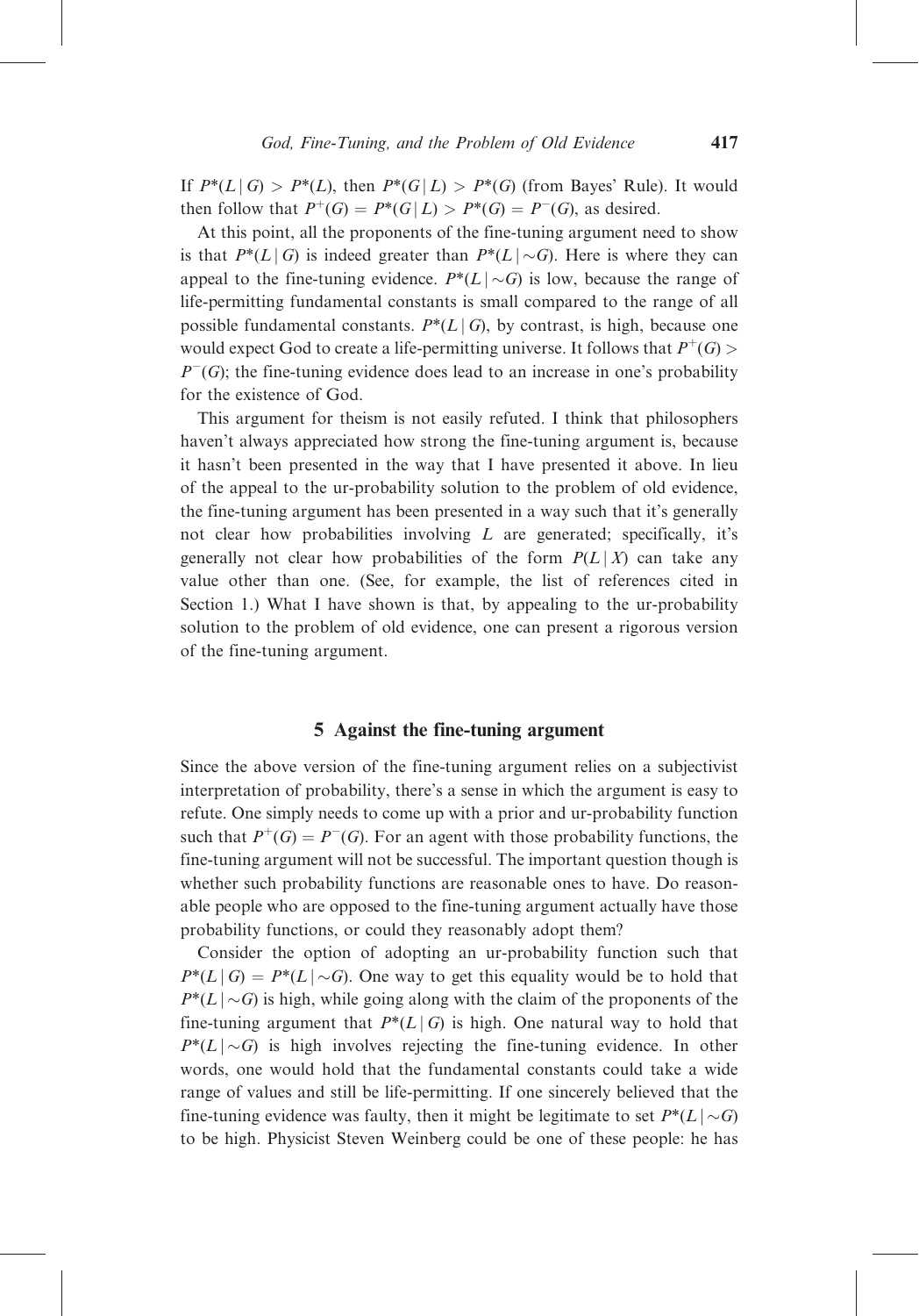If $P^*(L \mid G) > P^*(L)$, then $P^*(G \mid L) > P^*(G)$ (from Bayes' Rule). It would then follow that $P^+(G) = P^*(G \mid L) > P^*(G) = P^-(G)$, as desired.

At this point, all the proponents of the fine-tuning argument need to show is that $P^*(L \mid G)$ is indeed greater than $P^*(L \mid \sim G)$. Here is where they can appeal to the fine-tuning evidence. $P^*(L \mid \sim G)$ is low, because the range of life-permitting fundamental constants is small compared to the range of all possible fundamental constants. $P^*(L \mid G)$, by contrast, is high, because one would expect God to create a life-permitting universe. It follows that $P^+(G) > P^-(G)$; the fine-tuning evidence does lead to an increase in one's probability for the existence of God.

This argument for theism is not easily refuted. I think that philosophers haven't always appreciated how strong the fine-tuning argument is, because it hasn't been presented in the way that I have presented it above. In lieu of the appeal to the ur-probability solution to the problem of old evidence, the fine-tuning argument has been presented in a way such that it's generally not clear how probabilities involving $L$ are generated; specifically, it's generally not clear how probabilities of the form $P(L \mid X)$ can take any value other than one. (See, for example, the list of references cited in Section 1.) What I have shown is that, by appealing to the ur-probability solution to the problem of old evidence, one can present a rigorous version of the fine-tuning argument.

## 5 Against the fine-tuning argument

Since the above version of the fine-tuning argument relies on a subjectivist interpretation of probability, there's a sense in which the argument is easy to refute. One simply needs to come up with a prior and ur-probability function such that $P^+(G) = P^-(G)$. For an agent with those probability functions, the fine-tuning argument will not be successful. The important question though is whether such probability functions are reasonable ones to have. Do reasonable people who are opposed to the fine-tuning argument actually have those probability functions, or could they reasonably adopt them?

Consider the option of adopting an ur-probability function such that $P^*(L \mid G) = P^*(L \mid \sim G)$. One way to get this equality would be to hold that $P^*(L \mid \sim G)$ is high, while going along with the claim of the proponents of the fine-tuning argument that $P^*(L \mid G)$ is high. One natural way to hold that $P^*(L \mid \sim G)$ is high involves rejecting the fine-tuning evidence. In other words, one would hold that the fundamental constants could take a wide range of values and still be life-permitting. If one sincerely believed that the fine-tuning evidence was faulty, then it might be legitimate to set $P^*(L \mid \sim G)$ to be high. Physicist Steven Weinberg could be one of these people: he has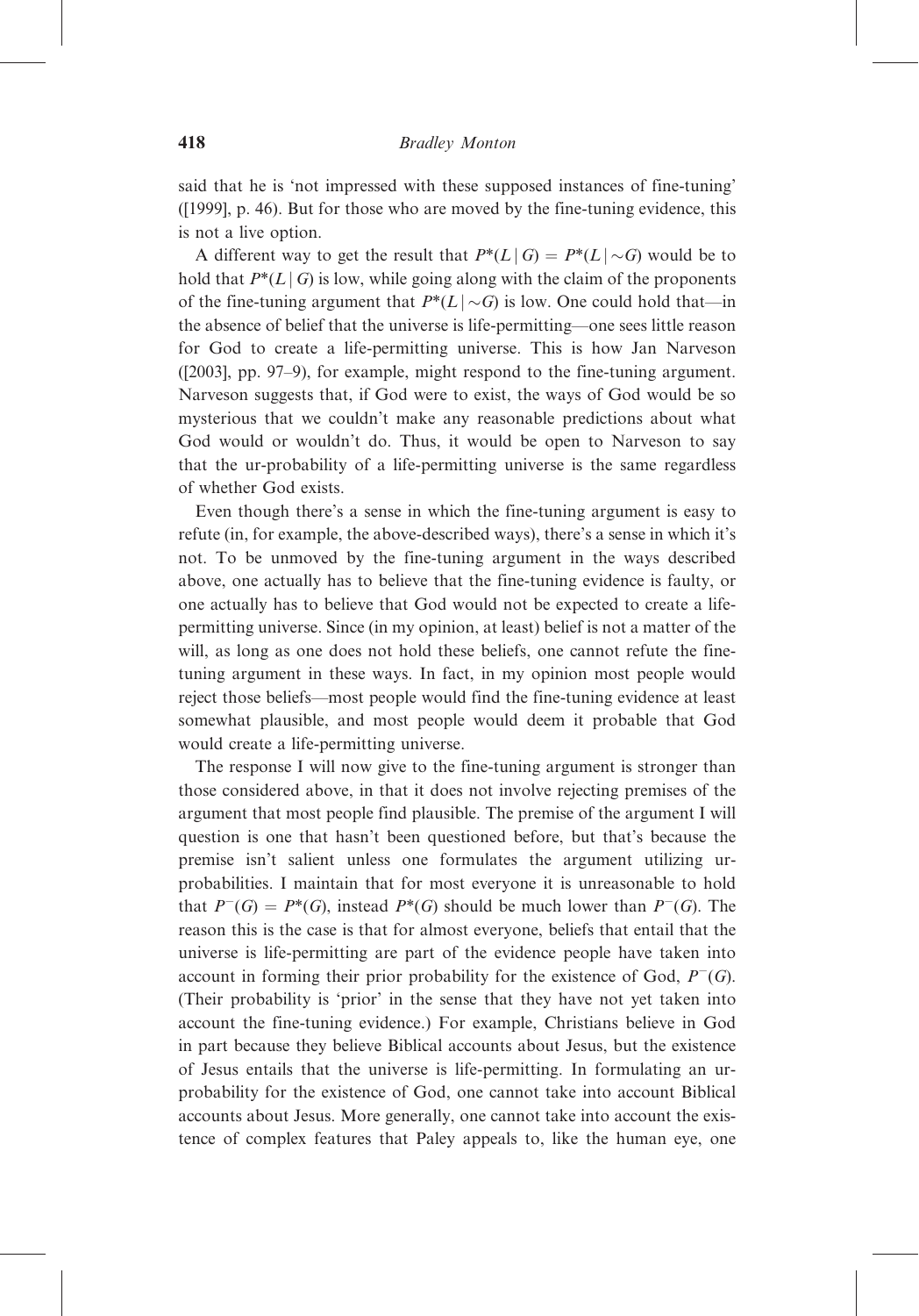said that he is 'not impressed with these supposed instances of fine-tuning' ([1999], p. 46). But for those who are moved by the fine-tuning evidence, this is not a live option.

A different way to get the result that $P^*(L \mid G) = P^*(L \mid {\sim}G)$ would be to hold that $P^*(L \mid G)$ is low, while going along with the claim of the proponents of the fine-tuning argument that $P^*(L \mid {\sim}G)$ is low. One could hold that—in the absence of belief that the universe is life-permitting—one sees little reason for God to create a life-permitting universe. This is how Jan Narveson ([2003], pp. 97–9), for example, might respond to the fine-tuning argument. Narveson suggests that, if God were to exist, the ways of God would be so mysterious that we couldn't make any reasonable predictions about what God would or wouldn't do. Thus, it would be open to Narveson to say that the ur-probability of a life-permitting universe is the same regardless of whether God exists.

Even though there's a sense in which the fine-tuning argument is easy to refute (in, for example, the above-described ways), there's a sense in which it's not. To be unmoved by the fine-tuning argument in the ways described above, one actually has to believe that the fine-tuning evidence is faulty, or one actually has to believe that God would not be expected to create a life-permitting universe. Since (in my opinion, at least) belief is not a matter of the will, as long as one does not hold these beliefs, one cannot refute the fine-tuning argument in these ways. In fact, in my opinion most people would reject those beliefs—most people would find the fine-tuning evidence at least somewhat plausible, and most people would deem it probable that God would create a life-permitting universe.

The response I will now give to the fine-tuning argument is stronger than those considered above, in that it does not involve rejecting premises of the argument that most people find plausible. The premise of the argument I will question is one that hasn't been questioned before, but that's because the premise isn't salient unless one formulates the argument utilizing ur-probabilities. I maintain that for most everyone it is unreasonable to hold that $P^-(G) = P^*(G)$, instead $P^*(G)$ should be much lower than $P^-(G)$. The reason this is the case is that for almost everyone, beliefs that entail that the universe is life-permitting are part of the evidence people have taken into account in forming their prior probability for the existence of God, $P^-(G)$. (Their probability is 'prior' in the sense that they have not yet taken into account the fine-tuning evidence.) For example, Christians believe in God in part because they believe Biblical accounts about Jesus, but the existence of Jesus entails that the universe is life-permitting. In formulating an ur-probability for the existence of God, one cannot take into account Biblical accounts about Jesus. More generally, one cannot take into account the existence of complex features that Paley appeals to, like the human eye, one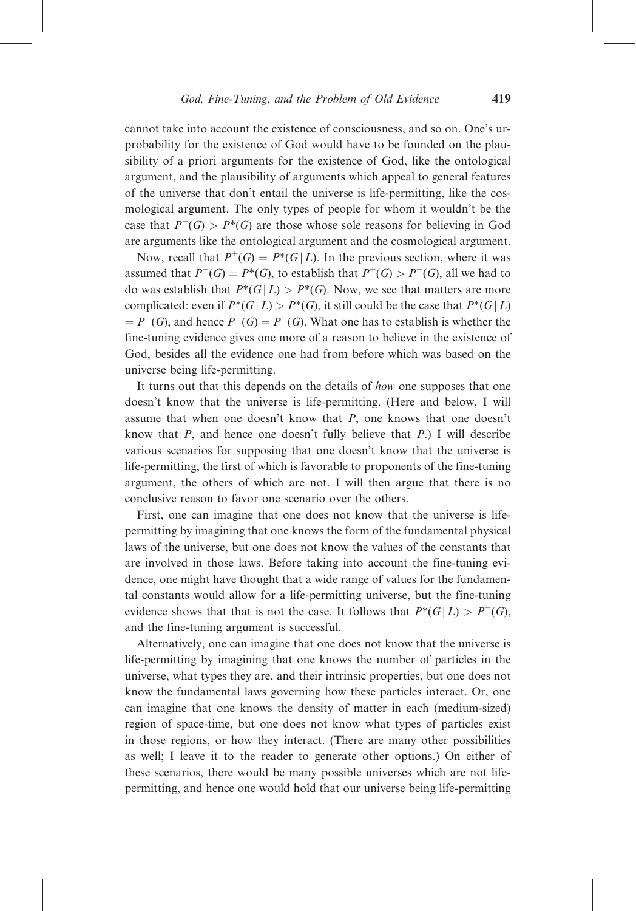cannot take into account the existence of consciousness, and so on. One's ur-probability for the existence of God would have to be founded on the plausibility of a priori arguments for the existence of God, like the ontological argument, and the plausibility of arguments which appeal to general features of the universe that don't entail the universe is life-permitting, like the cosmological argument. The only types of people for whom it wouldn't be the case that $P^{-}(G) > P^{*}(G)$ are those whose sole reasons for believing in God are arguments like the ontological argument and the cosmological argument.

Now, recall that $P^{+}(G) = P^{*}(G \mid L)$. In the previous section, where it was assumed that $P^{-}(G) = P^{*}(G)$, to establish that $P^{+}(G) > P^{-}(G)$, all we had to do was establish that $P^{*}(G \mid L) > P^{*}(G)$. Now, we see that matters are more complicated: even if $P^{*}(G \mid L) > P^{*}(G)$, it still could be the case that $P^{*}(G \mid L) = P^{-}(G)$, and hence $P^{+}(G) = P^{-}(G)$. What one has to establish is whether the fine-tuning evidence gives one more of a reason to believe in the existence of God, besides all the evidence one had from before which was based on the universe being life-permitting.

It turns out that this depends on the details of *how* one supposes that one doesn't know that the universe is life-permitting. (Here and below, I will assume that when one doesn't know that $P$, one knows that one doesn't know that $P$, and hence one doesn't fully believe that $P$.) I will describe various scenarios for supposing that one doesn't know that the universe is life-permitting, the first of which is favorable to proponents of the fine-tuning argument, the others of which are not. I will then argue that there is no conclusive reason to favor one scenario over the others.

First, one can imagine that one does not know that the universe is life-permitting by imagining that one knows the form of the fundamental physical laws of the universe, but one does not know the values of the constants that are involved in those laws. Before taking into account the fine-tuning evidence, one might have thought that a wide range of values for the fundamental constants would allow for a life-permitting universe, but the fine-tuning evidence shows that that is not the case. It follows that $P^{*}(G \mid L) > P^{-}(G)$, and the fine-tuning argument is successful.

Alternatively, one can imagine that one does not know that the universe is life-permitting by imagining that one knows the number of particles in the universe, what types they are, and their intrinsic properties, but one does not know the fundamental laws governing how these particles interact. Or, one can imagine that one knows the density of matter in each (medium-sized) region of space-time, but one does not know what types of particles exist in those regions, or how they interact. (There are many other possibilities as well; I leave it to the reader to generate other options.) On either of these scenarios, there would be many possible universes which are not life-permitting, and hence one would hold that our universe being life-permitting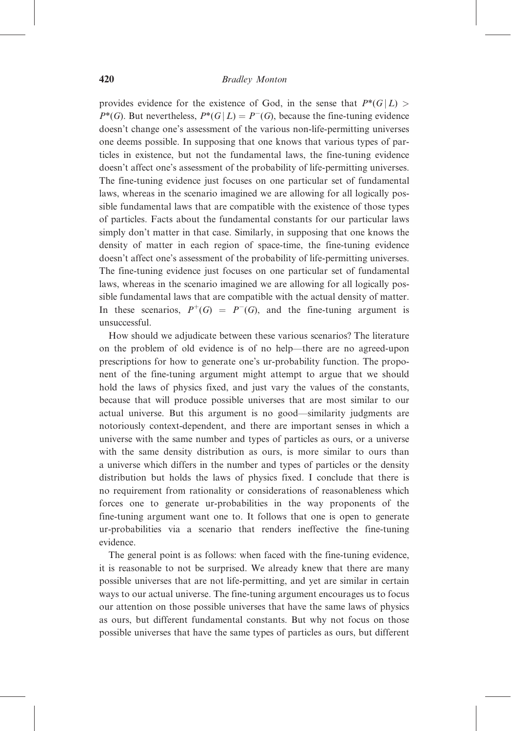provides evidence for the existence of God, in the sense that $P^*(G \mid L) > P^*(G)$. But nevertheless, $P^*(G \mid L) = P^-(G)$, because the fine-tuning evidence doesn't change one's assessment of the various non-life-permitting universes one deems possible. In supposing that one knows that various types of particles in existence, but not the fundamental laws, the fine-tuning evidence doesn't affect one's assessment of the probability of life-permitting universes. The fine-tuning evidence just focuses on one particular set of fundamental laws, whereas in the scenario imagined we are allowing for all logically possible fundamental laws that are compatible with the existence of those types of particles. Facts about the fundamental constants for our particular laws simply don't matter in that case. Similarly, in supposing that one knows the density of matter in each region of space-time, the fine-tuning evidence doesn't affect one's assessment of the probability of life-permitting universes. The fine-tuning evidence just focuses on one particular set of fundamental laws, whereas in the scenario imagined we are allowing for all logically possible fundamental laws that are compatible with the actual density of matter. In these scenarios, $P^+(G) = P^-(G)$, and the fine-tuning argument is unsuccessful.

How should we adjudicate between these various scenarios? The literature on the problem of old evidence is of no help—there are no agreed-upon prescriptions for how to generate one's ur-probability function. The proponent of the fine-tuning argument might attempt to argue that we should hold the laws of physics fixed, and just vary the values of the constants, because that will produce possible universes that are most similar to our actual universe. But this argument is no good—similarity judgments are notoriously context-dependent, and there are important senses in which a universe with the same number and types of particles as ours, or a universe with the same density distribution as ours, is more similar to ours than a universe which differs in the number and types of particles or the density distribution but holds the laws of physics fixed. I conclude that there is no requirement from rationality or considerations of reasonableness which forces one to generate ur-probabilities in the way proponents of the fine-tuning argument want one to. It follows that one is open to generate ur-probabilities via a scenario that renders ineffective the fine-tuning evidence.

The general point is as follows: when faced with the fine-tuning evidence, it is reasonable to not be surprised. We already knew that there are many possible universes that are not life-permitting, and yet are similar in certain ways to our actual universe. The fine-tuning argument encourages us to focus our attention on those possible universes that have the same laws of physics as ours, but different fundamental constants. But why not focus on those possible universes that have the same types of particles as ours, but different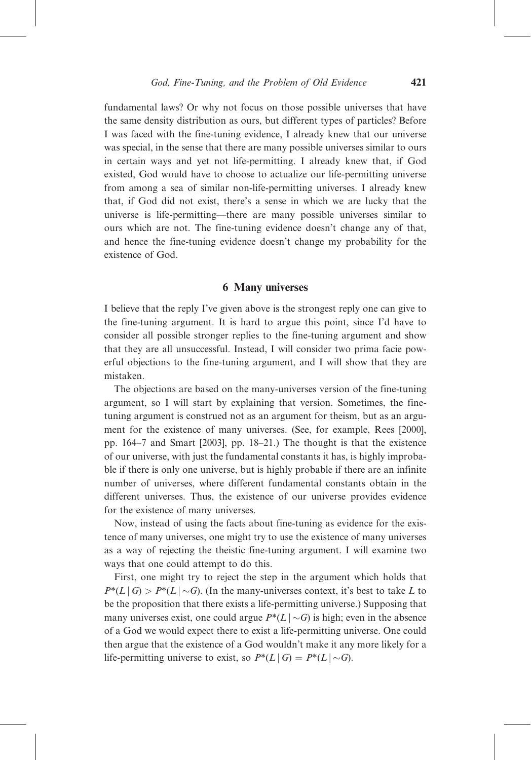fundamental laws? Or why not focus on those possible universes that have the same density distribution as ours, but different types of particles? Before I was faced with the fine-tuning evidence, I already knew that our universe was special, in the sense that there are many possible universes similar to ours in certain ways and yet not life-permitting. I already knew that, if God existed, God would have to choose to actualize our life-permitting universe from among a sea of similar non-life-permitting universes. I already knew that, if God did not exist, there's a sense in which we are lucky that the universe is life-permitting—there are many possible universes similar to ours which are not. The fine-tuning evidence doesn't change any of that, and hence the fine-tuning evidence doesn't change my probability for the existence of God.

## 6 Many universes

I believe that the reply I've given above is the strongest reply one can give to the fine-tuning argument. It is hard to argue this point, since I'd have to consider all possible stronger replies to the fine-tuning argument and show that they are all unsuccessful. Instead, I will consider two prima facie powerful objections to the fine-tuning argument, and I will show that they are mistaken.

The objections are based on the many-universes version of the fine-tuning argument, so I will start by explaining that version. Sometimes, the fine-tuning argument is construed not as an argument for theism, but as an argument for the existence of many universes. (See, for example, Rees [2000], pp. 164–7 and Smart [2003], pp. 18–21.) The thought is that the existence of our universe, with just the fundamental constants it has, is highly improbable if there is only one universe, but is highly probable if there are an infinite number of universes, where different fundamental constants obtain in the different universes. Thus, the existence of our universe provides evidence for the existence of many universes.

Now, instead of using the facts about fine-tuning as evidence for the existence of many universes, one might try to use the existence of many universes as a way of rejecting the theistic fine-tuning argument. I will examine two ways that one could attempt to do this.

First, one might try to reject the step in the argument which holds that $P^*(L \mid G) > P^*(L \mid \sim G)$. (In the many-universes context, it's best to take $L$ to be the proposition that there exists a life-permitting universe.) Supposing that many universes exist, one could argue $P^*(L \mid \sim G)$ is high; even in the absence of a God we would expect there to exist a life-permitting universe. One could then argue that the existence of a God wouldn't make it any more likely for a life-permitting universe to exist, so $P^*(L \mid G) = P^*(L \mid \sim G)$.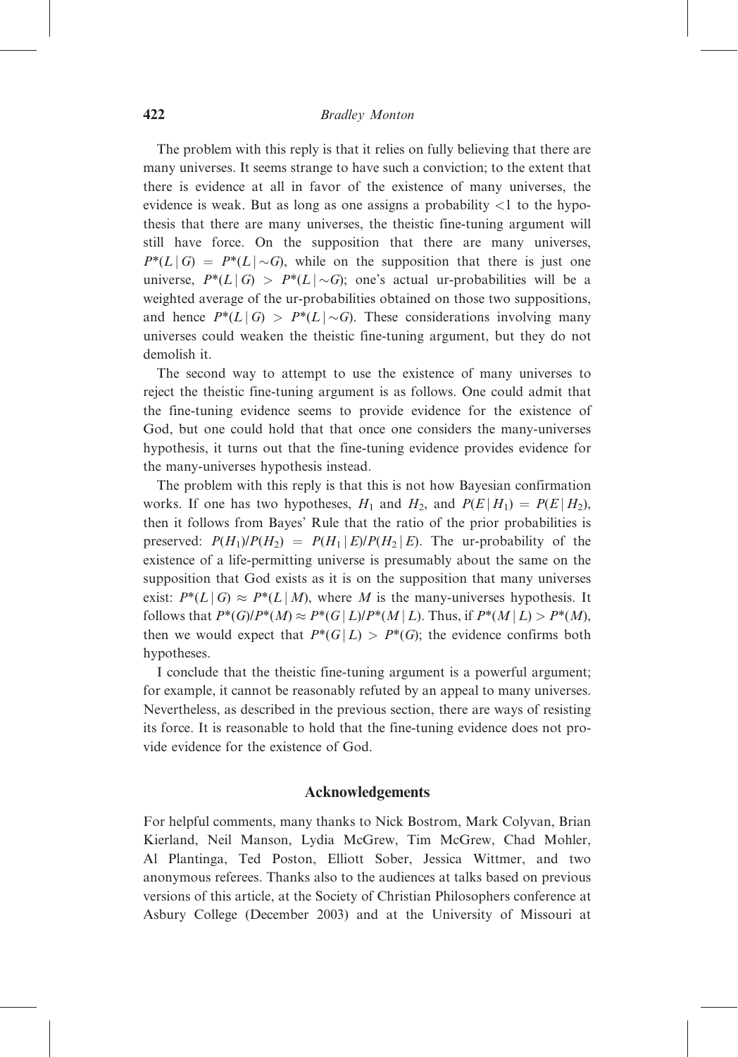The problem with this reply is that it relies on fully believing that there are many universes. It seems strange to have such a conviction; to the extent that there is evidence at all in favor of the existence of many universes, the evidence is weak. But as long as one assigns a probability $<1$ to the hypothesis that there are many universes, the theistic fine-tuning argument will still have force. On the supposition that there are many universes, $P^*(L \mid G) = P^*(L \mid \sim G)$, while on the supposition that there is just one universe, $P^*(L \mid G) > P^*(L \mid \sim G)$; one's actual ur-probabilities will be a weighted average of the ur-probabilities obtained on those two suppositions, and hence $P^*(L \mid G) > P^*(L \mid \sim G)$. These considerations involving many universes could weaken the theistic fine-tuning argument, but they do not demolish it.

The second way to attempt to use the existence of many universes to reject the theistic fine-tuning argument is as follows. One could admit that the fine-tuning evidence seems to provide evidence for the existence of God, but one could hold that that once one considers the many-universes hypothesis, it turns out that the fine-tuning evidence provides evidence for the many-universes hypothesis instead.

The problem with this reply is that this is not how Bayesian confirmation works. If one has two hypotheses, $H_1$ and $H_2$, and $P(E \mid H_1) = P(E \mid H_2)$, then it follows from Bayes' Rule that the ratio of the prior probabilities is preserved: $P(H_1)/P(H_2) = P(H_1 \mid E)/P(H_2 \mid E)$. The ur-probability of the existence of a life-permitting universe is presumably about the same on the supposition that God exists as it is on the supposition that many universes exist: $P^*(L \mid G) \approx P^*(L \mid M)$, where $M$ is the many-universes hypothesis. It follows that $P^*(G)/P^*(M) \approx P^*(G \mid L)/P^*(M \mid L)$. Thus, if $P^*(M \mid L) > P^*(M)$, then we would expect that $P^*(G \mid L) > P^*(G)$; the evidence confirms both hypotheses.

I conclude that the theistic fine-tuning argument is a powerful argument; for example, it cannot be reasonably refuted by an appeal to many universes. Nevertheless, as described in the previous section, there are ways of resisting its force. It is reasonable to hold that the fine-tuning evidence does not provide evidence for the existence of God.

## Acknowledgements

For helpful comments, many thanks to Nick Bostrom, Mark Colyvan, Brian Kierland, Neil Manson, Lydia McGrew, Tim McGrew, Chad Mohler, Al Plantinga, Ted Poston, Elliott Sober, Jessica Wittmer, and two anonymous referees. Thanks also to the audiences at talks based on previous versions of this article, at the Society of Christian Philosophers conference at Asbury College (December 2003) and at the University of Missouri at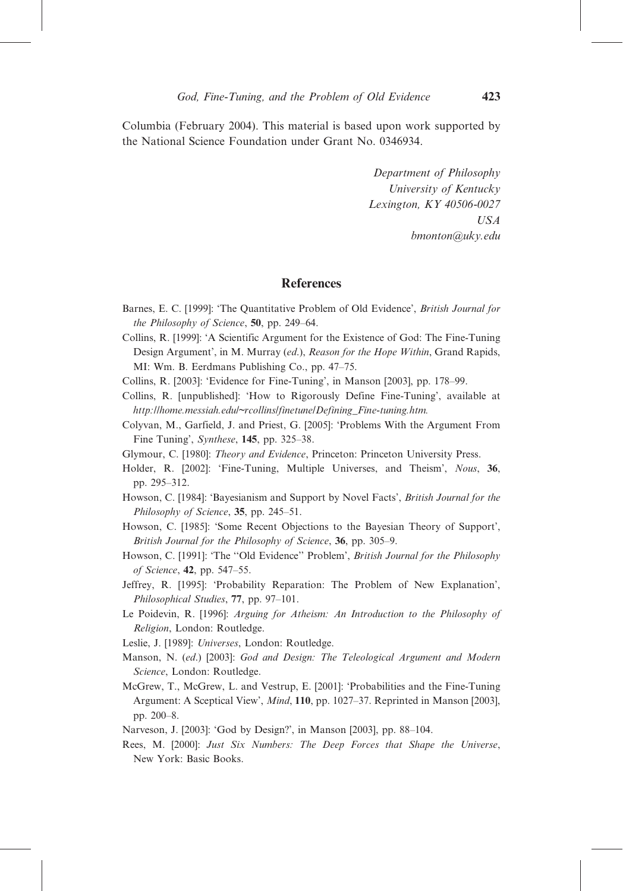Columbia (February 2004). This material is based upon work supported by the National Science Foundation under Grant No. 0346934.

*Department of Philosophy*
*University of Kentucky*
*Lexington, KY 40506-0027*
*USA*
*bmonton@uky.edu*

## References

Barnes, E. C. [1999]: 'The Quantitative Problem of Old Evidence', *British Journal for the Philosophy of Science*, **50**, pp. 249–64.

Collins, R. [1999]: 'A Scientific Argument for the Existence of God: The Fine-Tuning Design Argument', in M. Murray (*ed.*), *Reason for the Hope Within*, Grand Rapids, MI: Wm. B. Eerdmans Publishing Co., pp. 47–75.

Collins, R. [2003]: 'Evidence for Fine-Tuning', in Manson [2003], pp. 178–99.

Collins, R. [unpublished]: 'How to Rigorously Define Fine-Tuning', available at *http://home.messiah.edu/~rcollins/finetune/Defining_Fine-tuning.htm*.

Colyvan, M., Garfield, J. and Priest, G. [2005]: 'Problems With the Argument From Fine Tuning', *Synthese*, **145**, pp. 325–38.

Glymour, C. [1980]: *Theory and Evidence*, Princeton: Princeton University Press.

Holder, R. [2002]: 'Fine-Tuning, Multiple Universes, and Theism', *Nous*, **36**, pp. 295–312.

Howson, C. [1984]: 'Bayesianism and Support by Novel Facts', *British Journal for the Philosophy of Science*, **35**, pp. 245–51.

Howson, C. [1985]: 'Some Recent Objections to the Bayesian Theory of Support', *British Journal for the Philosophy of Science*, **36**, pp. 305–9.

Howson, C. [1991]: 'The "Old Evidence" Problem', *British Journal for the Philosophy of Science*, **42**, pp. 547–55.

Jeffrey, R. [1995]: 'Probability Reparation: The Problem of New Explanation', *Philosophical Studies*, **77**, pp. 97–101.

Le Poidevin, R. [1996]: *Arguing for Atheism: An Introduction to the Philosophy of Religion*, London: Routledge.

Leslie, J. [1989]: *Universes*, London: Routledge.

Manson, N. (*ed.*) [2003]: *God and Design: The Teleological Argument and Modern Science*, London: Routledge.

McGrew, T., McGrew, L. and Vestrup, E. [2001]: 'Probabilities and the Fine-Tuning Argument: A Sceptical View', *Mind*, **110**, pp. 1027–37. Reprinted in Manson [2003], pp. 200–8.

Narveson, J. [2003]: 'God by Design?', in Manson [2003], pp. 88–104.

Rees, M. [2000]: *Just Six Numbers: The Deep Forces that Shape the Universe*, New York: Basic Books.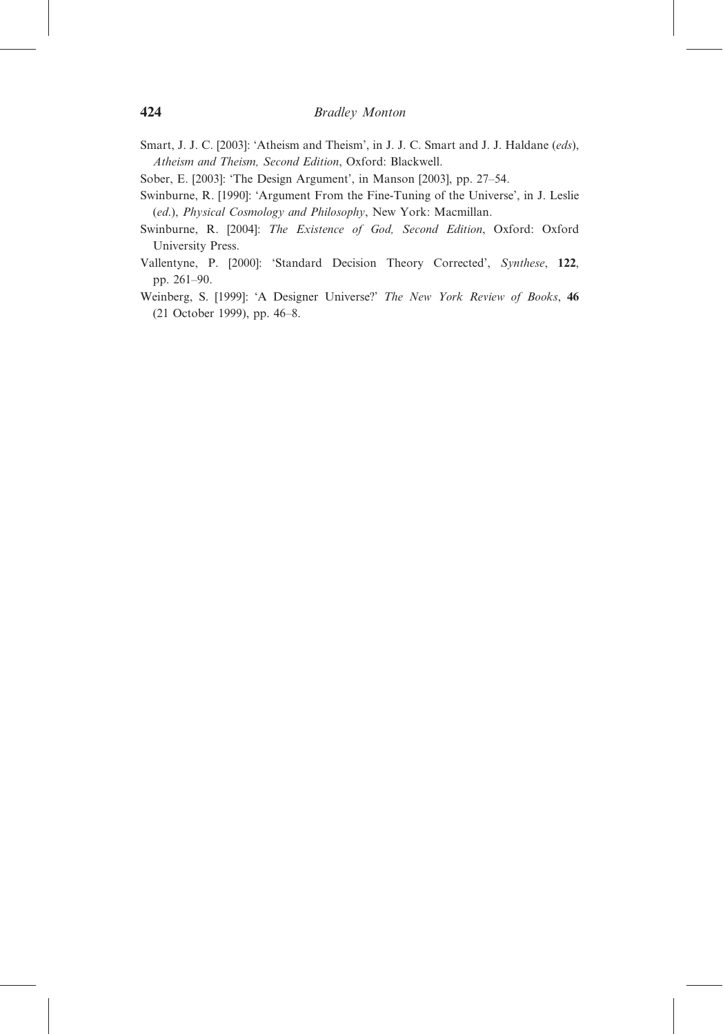Smart, J. J. C. [2003]: 'Atheism and Theism', in J. J. C. Smart and J. J. Haldane (*eds*), *Atheism and Theism, Second Edition*, Oxford: Blackwell.

Sober, E. [2003]: 'The Design Argument', in Manson [2003], pp. 27–54.

Swinburne, R. [1990]: 'Argument From the Fine-Tuning of the Universe', in J. Leslie (*ed.*), *Physical Cosmology and Philosophy*, New York: Macmillan.

Swinburne, R. [2004]: *The Existence of God, Second Edition*, Oxford: Oxford University Press.

Vallentyne, P. [2000]: 'Standard Decision Theory Corrected', *Synthese*, **122**, pp. 261–90.

Weinberg, S. [1999]: 'A Designer Universe?' *The New York Review of Books*, **46** (21 October 1999), pp. 46–8.